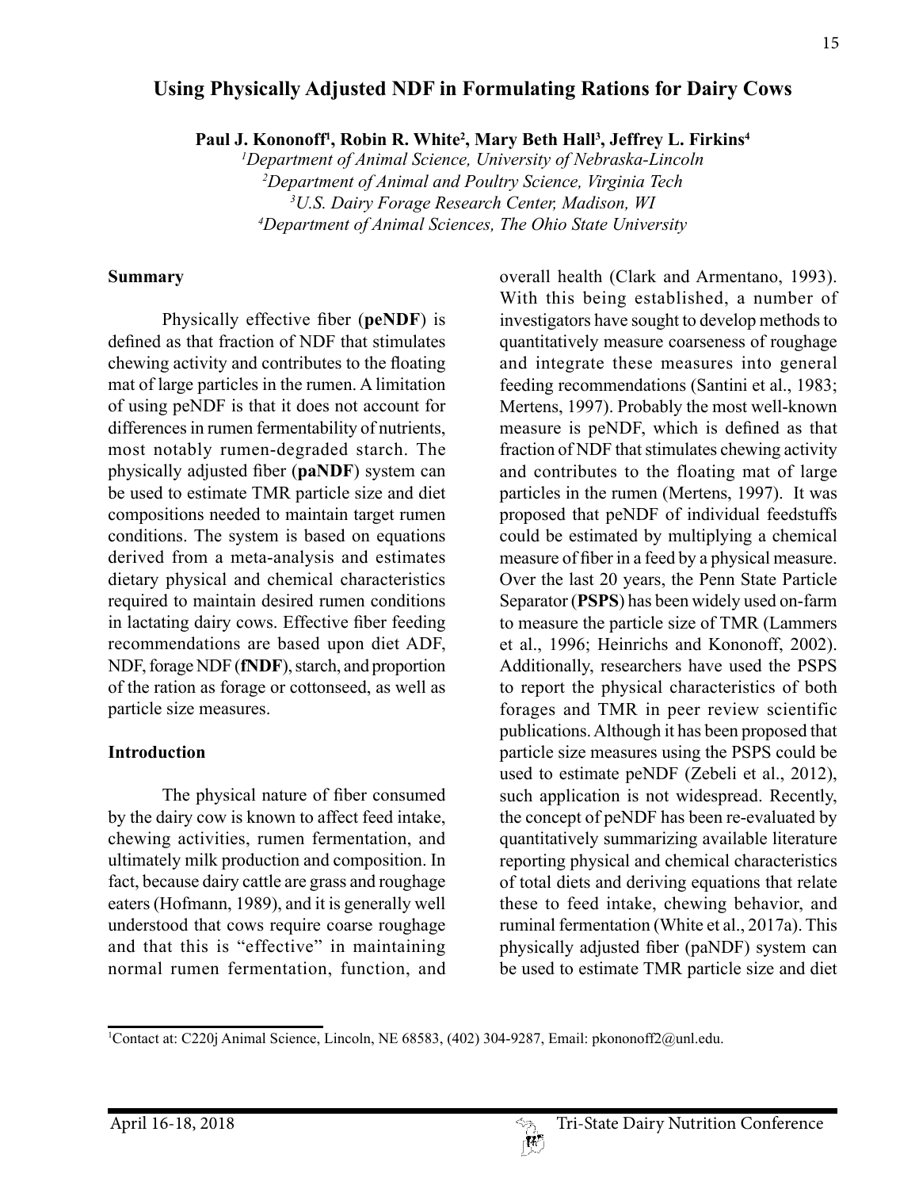# Using Physically Adjusted NDF in Formulating Rations for Dairy Cows

**Paul J. Kononoff[1], Robin R. White[2], Mary Beth Hall[3], Jeffrey L. Firkins[4]**

*[1]Department of Animal Science, University of Nebraska-Lincoln*
*[2]Department of Animal and Poultry Science, Virginia Tech*
*[3]U.S. Dairy Forage Research Center, Madison, WI*
*[4]Department of Animal Sciences, The Ohio State University*

## Summary

Physically effective fiber (**peNDF**) is defined as that fraction of NDF that stimulates chewing activity and contributes to the floating mat of large particles in the rumen. A limitation of using peNDF is that it does not account for differences in rumen fermentability of nutrients, most notably rumen-degraded starch. The physically adjusted fiber (**paNDF**) system can be used to estimate TMR particle size and diet compositions needed to maintain target rumen conditions. The system is based on equations derived from a meta-analysis and estimates dietary physical and chemical characteristics required to maintain desired rumen conditions in lactating dairy cows. Effective fiber feeding recommendations are based upon diet ADF, NDF, forage NDF (**fNDF**), starch, and proportion of the ration as forage or cottonseed, as well as particle size measures.

## Introduction

The physical nature of fiber consumed by the dairy cow is known to affect feed intake, chewing activities, rumen fermentation, and ultimately milk production and composition. In fact, because dairy cattle are grass and roughage eaters (Hofmann, 1989), and it is generally well understood that cows require coarse roughage and that this is "effective" in maintaining normal rumen fermentation, function, and overall health (Clark and Armentano, 1993). With this being established, a number of investigators have sought to develop methods to quantitatively measure coarseness of roughage and integrate these measures into general feeding recommendations (Santini et al., 1983; Mertens, 1997). Probably the most well-known measure is peNDF, which is defined as that fraction of NDF that stimulates chewing activity and contributes to the floating mat of large particles in the rumen (Mertens, 1997). It was proposed that peNDF of individual feedstuffs could be estimated by multiplying a chemical measure of fiber in a feed by a physical measure. Over the last 20 years, the Penn State Particle Separator (**PSPS**) has been widely used on-farm to measure the particle size of TMR (Lammers et al., 1996; Heinrichs and Kononoff, 2002). Additionally, researchers have used the PSPS to report the physical characteristics of both forages and TMR in peer review scientific publications. Although it has been proposed that particle size measures using the PSPS could be used to estimate peNDF (Zebeli et al., 2012), such application is not widespread. Recently, the concept of peNDF has been re-evaluated by quantitatively summarizing available literature reporting physical and chemical characteristics of total diets and deriving equations that relate these to feed intake, chewing behavior, and ruminal fermentation (White et al., 2017a). This physically adjusted fiber (paNDF) system can be used to estimate TMR particle size and diet

[1]Contact at: C220j Animal Science, Lincoln, NE 68583, (402) 304-9287, Email: pkononoff2@unl.edu.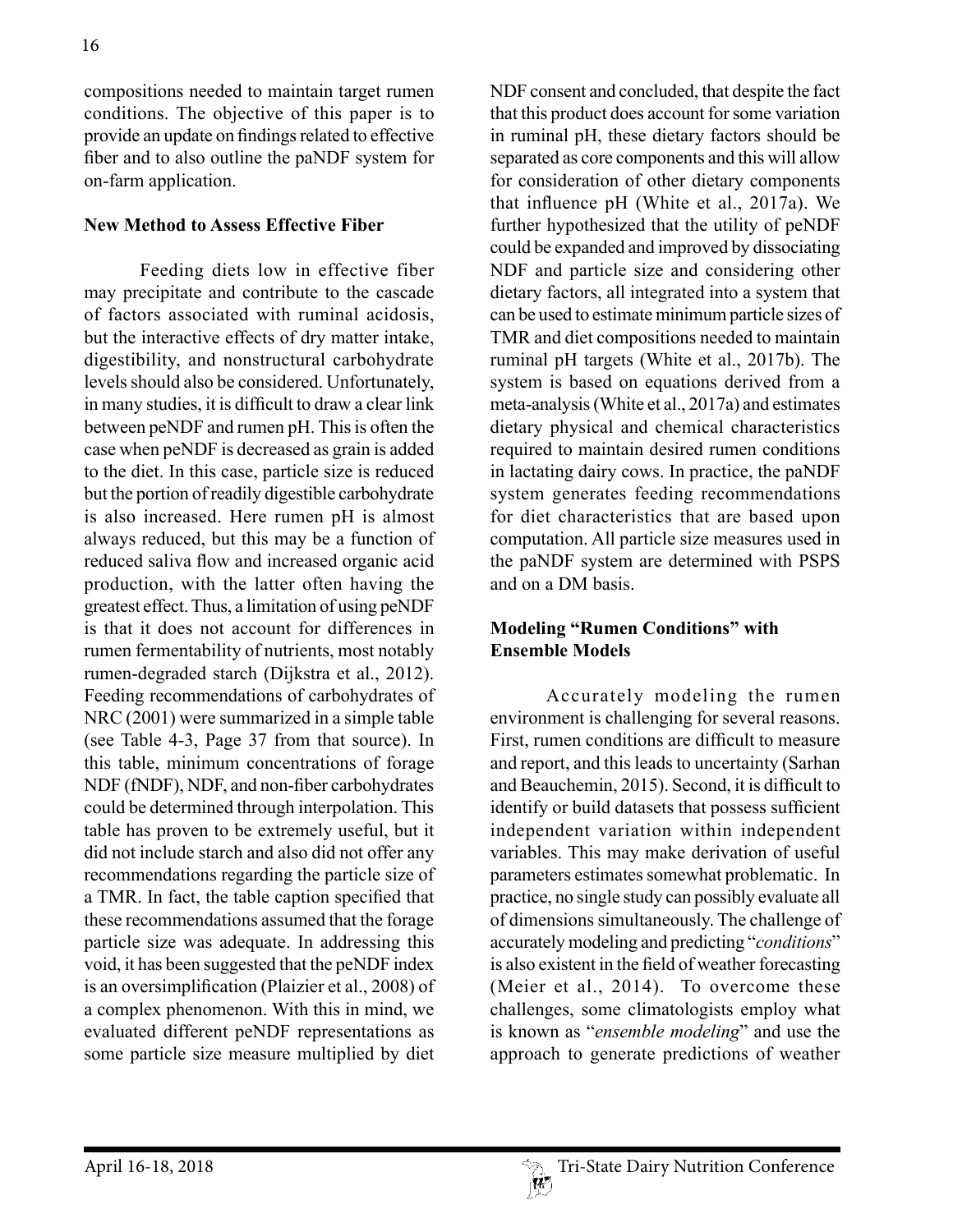compositions needed to maintain target rumen conditions. The objective of this paper is to provide an update on findings related to effective fiber and to also outline the paNDF system for on-farm application.

**New Method to Assess Effective Fiber**

Feeding diets low in effective fiber may precipitate and contribute to the cascade of factors associated with ruminal acidosis, but the interactive effects of dry matter intake, digestibility, and nonstructural carbohydrate levels should also be considered. Unfortunately, in many studies, it is difficult to draw a clear link between peNDF and rumen pH. This is often the case when peNDF is decreased as grain is added to the diet. In this case, particle size is reduced but the portion of readily digestible carbohydrate is also increased. Here rumen pH is almost always reduced, but this may be a function of reduced saliva flow and increased organic acid production, with the latter often having the greatest effect. Thus, a limitation of using peNDF is that it does not account for differences in rumen fermentability of nutrients, most notably rumen-degraded starch (Dijkstra et al., 2012). Feeding recommendations of carbohydrates of NRC (2001) were summarized in a simple table (see Table 4-3, Page 37 from that source). In this table, minimum concentrations of forage NDF (fNDF), NDF, and non-fiber carbohydrates could be determined through interpolation. This table has proven to be extremely useful, but it did not include starch and also did not offer any recommendations regarding the particle size of a TMR. In fact, the table caption specified that these recommendations assumed that the forage particle size was adequate. In addressing this void, it has been suggested that the peNDF index is an oversimplification (Plaizier et al., 2008) of a complex phenomenon. With this in mind, we evaluated different peNDF representations as some particle size measure multiplied by diet NDF consent and concluded, that despite the fact that this product does account for some variation in ruminal pH, these dietary factors should be separated as core components and this will allow for consideration of other dietary components that influence pH (White et al., 2017a). We further hypothesized that the utility of peNDF could be expanded and improved by dissociating NDF and particle size and considering other dietary factors, all integrated into a system that can be used to estimate minimum particle sizes of TMR and diet compositions needed to maintain ruminal pH targets (White et al., 2017b). The system is based on equations derived from a meta-analysis (White et al., 2017a) and estimates dietary physical and chemical characteristics required to maintain desired rumen conditions in lactating dairy cows. In practice, the paNDF system generates feeding recommendations for diet characteristics that are based upon computation. All particle size measures used in the paNDF system are determined with PSPS and on a DM basis.

**Modeling "Rumen Conditions" with Ensemble Models**

Accurately modeling the rumen environment is challenging for several reasons. First, rumen conditions are difficult to measure and report, and this leads to uncertainty (Sarhan and Beauchemin, 2015). Second, it is difficult to identify or build datasets that possess sufficient independent variation within independent variables. This may make derivation of useful parameters estimates somewhat problematic. In practice, no single study can possibly evaluate all of dimensions simultaneously. The challenge of accurately modeling and predicting "*conditions*" is also existent in the field of weather forecasting (Meier et al., 2014). To overcome these challenges, some climatologists employ what is known as "*ensemble modeling*" and use the approach to generate predictions of weather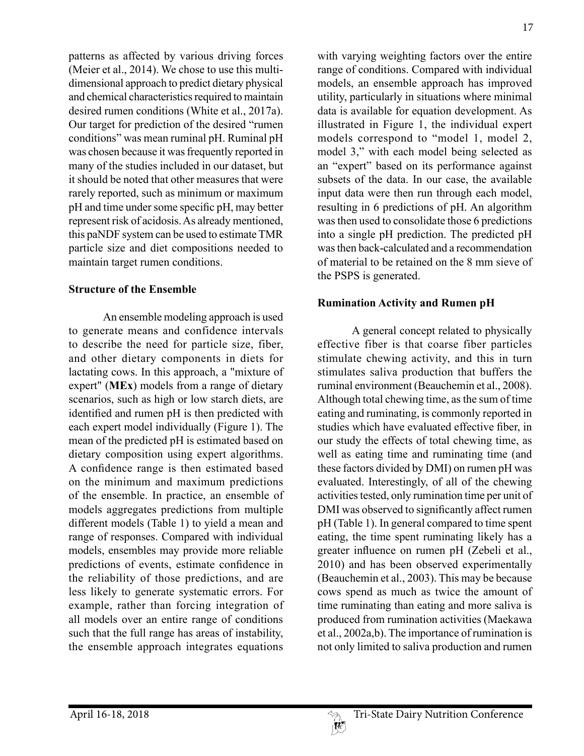patterns as affected by various driving forces (Meier et al., 2014). We chose to use this multi-dimensional approach to predict dietary physical and chemical characteristics required to maintain desired rumen conditions (White et al., 2017a). Our target for prediction of the desired "rumen conditions" was mean ruminal pH. Ruminal pH was chosen because it was frequently reported in many of the studies included in our dataset, but it should be noted that other measures that were rarely reported, such as minimum or maximum pH and time under some specific pH, may better represent risk of acidosis. As already mentioned, this paNDF system can be used to estimate TMR particle size and diet compositions needed to maintain target rumen conditions.

### Structure of the Ensemble

An ensemble modeling approach is used to generate means and confidence intervals to describe the need for particle size, fiber, and other dietary components in diets for lactating cows. In this approach, a "mixture of expert" (**MEx**) models from a range of dietary scenarios, such as high or low starch diets, are identified and rumen pH is then predicted with each expert model individually (Figure 1). The mean of the predicted pH is estimated based on dietary composition using expert algorithms. A confidence range is then estimated based on the minimum and maximum predictions of the ensemble. In practice, an ensemble of models aggregates predictions from multiple different models (Table 1) to yield a mean and range of responses. Compared with individual models, ensembles may provide more reliable predictions of events, estimate confidence in the reliability of those predictions, and are less likely to generate systematic errors. For example, rather than forcing integration of all models over an entire range of conditions such that the full range has areas of instability, the ensemble approach integrates equations with varying weighting factors over the entire range of conditions. Compared with individual models, an ensemble approach has improved utility, particularly in situations where minimal data is available for equation development. As illustrated in Figure 1, the individual expert models correspond to "model 1, model 2, model 3," with each model being selected as an "expert" based on its performance against subsets of the data. In our case, the available input data were then run through each model, resulting in 6 predictions of pH. An algorithm was then used to consolidate those 6 predictions into a single pH prediction. The predicted pH was then back-calculated and a recommendation of material to be retained on the 8 mm sieve of the PSPS is generated.

### Rumination Activity and Rumen pH

A general concept related to physically effective fiber is that coarse fiber particles stimulate chewing activity, and this in turn stimulates saliva production that buffers the ruminal environment (Beauchemin et al., 2008). Although total chewing time, as the sum of time eating and ruminating, is commonly reported in studies which have evaluated effective fiber, in our study the effects of total chewing time, as well as eating time and ruminating time (and these factors divided by DMI) on rumen pH was evaluated. Interestingly, of all of the chewing activities tested, only rumination time per unit of DMI was observed to significantly affect rumen pH (Table 1). In general compared to time spent eating, the time spent ruminating likely has a greater influence on rumen pH (Zebeli et al., 2010) and has been observed experimentally (Beauchemin et al., 2003). This may be because cows spend as much as twice the amount of time ruminating than eating and more saliva is produced from rumination activities (Maekawa et al., 2002a,b). The importance of rumination is not only limited to saliva production and rumen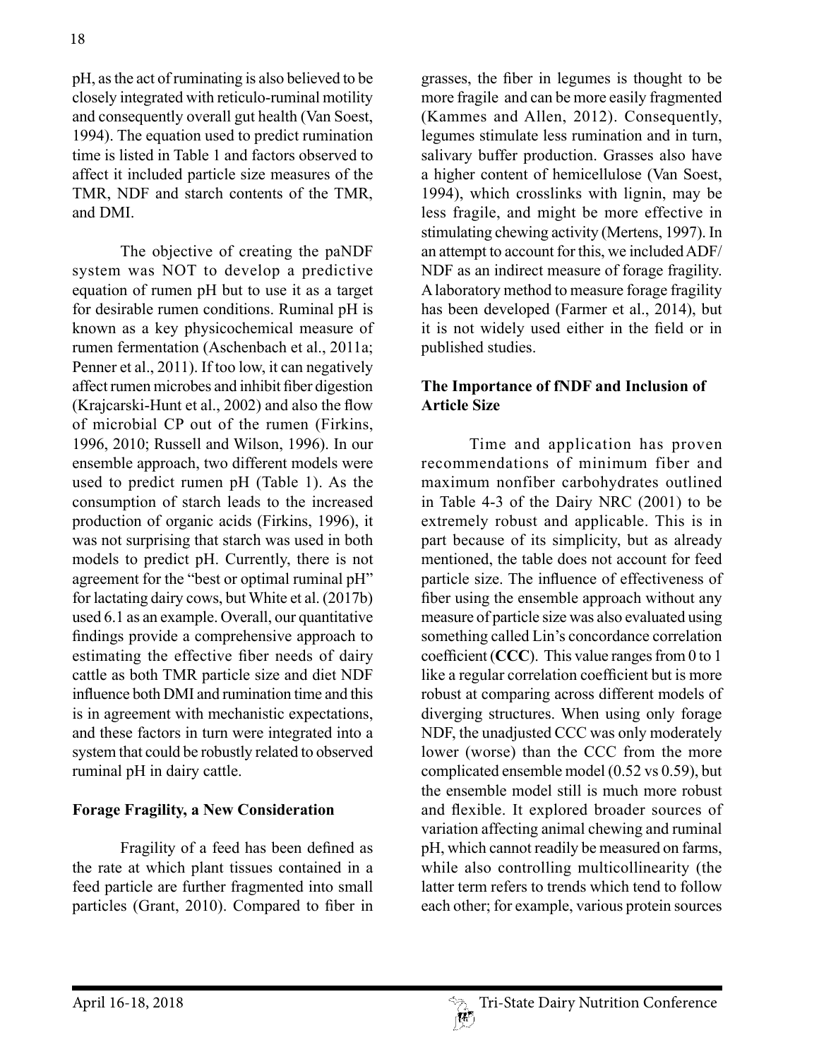pH, as the act of ruminating is also believed to be closely integrated with reticulo-ruminal motility and consequently overall gut health (Van Soest, 1994). The equation used to predict rumination time is listed in Table 1 and factors observed to affect it included particle size measures of the TMR, NDF and starch contents of the TMR, and DMI.

The objective of creating the paNDF system was NOT to develop a predictive equation of rumen pH but to use it as a target for desirable rumen conditions. Ruminal pH is known as a key physicochemical measure of rumen fermentation (Aschenbach et al., 2011a; Penner et al., 2011). If too low, it can negatively affect rumen microbes and inhibit fiber digestion (Krajcarski-Hunt et al., 2002) and also the flow of microbial CP out of the rumen (Firkins, 1996, 2010; Russell and Wilson, 1996). In our ensemble approach, two different models were used to predict rumen pH (Table 1). As the consumption of starch leads to the increased production of organic acids (Firkins, 1996), it was not surprising that starch was used in both models to predict pH. Currently, there is not agreement for the "best or optimal ruminal pH" for lactating dairy cows, but White et al. (2017b) used 6.1 as an example. Overall, our quantitative findings provide a comprehensive approach to estimating the effective fiber needs of dairy cattle as both TMR particle size and diet NDF influence both DMI and rumination time and this is in agreement with mechanistic expectations, and these factors in turn were integrated into a system that could be robustly related to observed ruminal pH in dairy cattle.

## Forage Fragility, a New Consideration

Fragility of a feed has been defined as the rate at which plant tissues contained in a feed particle are further fragmented into small particles (Grant, 2010). Compared to fiber in grasses, the fiber in legumes is thought to be more fragile and can be more easily fragmented (Kammes and Allen, 2012). Consequently, legumes stimulate less rumination and in turn, salivary buffer production. Grasses also have a higher content of hemicellulose (Van Soest, 1994), which crosslinks with lignin, may be less fragile, and might be more effective in stimulating chewing activity (Mertens, 1997). In an attempt to account for this, we included ADF/NDF as an indirect measure of forage fragility. A laboratory method to measure forage fragility has been developed (Farmer et al., 2014), but it is not widely used either in the field or in published studies.

## The Importance of fNDF and Inclusion of Article Size

Time and application has proven recommendations of minimum fiber and maximum nonfiber carbohydrates outlined in Table 4-3 of the Dairy NRC (2001) to be extremely robust and applicable. This is in part because of its simplicity, but as already mentioned, the table does not account for feed particle size. The influence of effectiveness of fiber using the ensemble approach without any measure of particle size was also evaluated using something called Lin's concordance correlation coefficient (**CCC**). This value ranges from 0 to 1 like a regular correlation coefficient but is more robust at comparing across different models of diverging structures. When using only forage NDF, the unadjusted CCC was only moderately lower (worse) than the CCC from the more complicated ensemble model (0.52 vs 0.59), but the ensemble model still is much more robust and flexible. It explored broader sources of variation affecting animal chewing and ruminal pH, which cannot readily be measured on farms, while also controlling multicollinearity (the latter term refers to trends which tend to follow each other; for example, various protein sources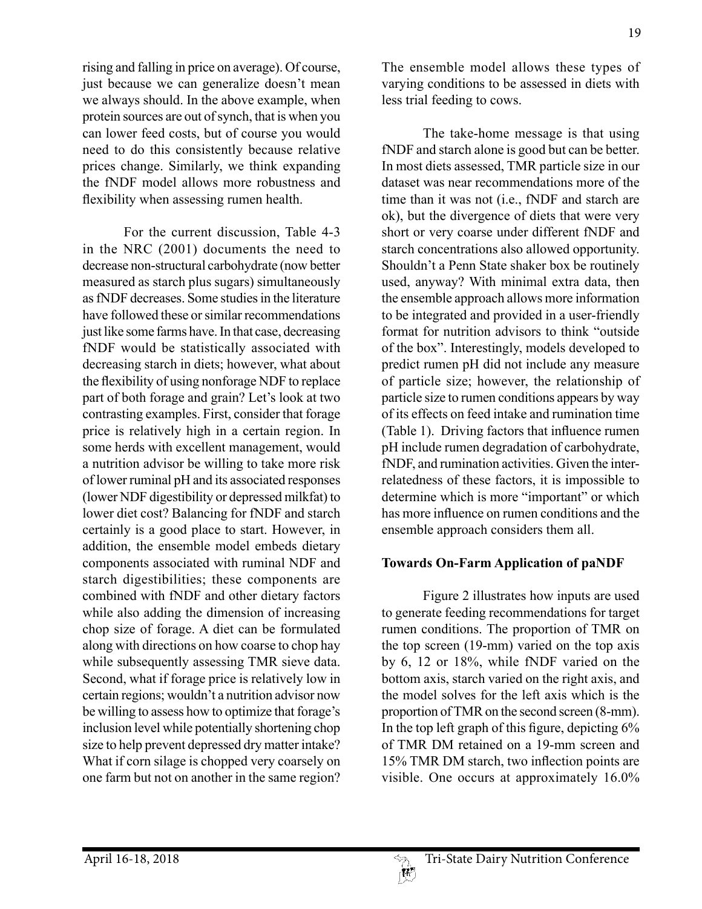rising and falling in price on average). Of course, just because we can generalize doesn't mean we always should. In the above example, when protein sources are out of synch, that is when you can lower feed costs, but of course you would need to do this consistently because relative prices change. Similarly, we think expanding the fNDF model allows more robustness and flexibility when assessing rumen health.

For the current discussion, Table 4-3 in the NRC (2001) documents the need to decrease non-structural carbohydrate (now better measured as starch plus sugars) simultaneously as fNDF decreases. Some studies in the literature have followed these or similar recommendations just like some farms have. In that case, decreasing fNDF would be statistically associated with decreasing starch in diets; however, what about the flexibility of using nonforage NDF to replace part of both forage and grain? Let's look at two contrasting examples. First, consider that forage price is relatively high in a certain region. In some herds with excellent management, would a nutrition advisor be willing to take more risk of lower ruminal pH and its associated responses (lower NDF digestibility or depressed milkfat) to lower diet cost? Balancing for fNDF and starch certainly is a good place to start. However, in addition, the ensemble model embeds dietary components associated with ruminal NDF and starch digestibilities; these components are combined with fNDF and other dietary factors while also adding the dimension of increasing chop size of forage. A diet can be formulated along with directions on how coarse to chop hay while subsequently assessing TMR sieve data. Second, what if forage price is relatively low in certain regions; wouldn't a nutrition advisor now be willing to assess how to optimize that forage's inclusion level while potentially shortening chop size to help prevent depressed dry matter intake? What if corn silage is chopped very coarsely on one farm but not on another in the same region? The ensemble model allows these types of varying conditions to be assessed in diets with less trial feeding to cows.

The take-home message is that using fNDF and starch alone is good but can be better. In most diets assessed, TMR particle size in our dataset was near recommendations more of the time than it was not (i.e., fNDF and starch are ok), but the divergence of diets that were very short or very coarse under different fNDF and starch concentrations also allowed opportunity. Shouldn't a Penn State shaker box be routinely used, anyway? With minimal extra data, then the ensemble approach allows more information to be integrated and provided in a user-friendly format for nutrition advisors to think "outside of the box". Interestingly, models developed to predict rumen pH did not include any measure of particle size; however, the relationship of particle size to rumen conditions appears by way of its effects on feed intake and rumination time (Table 1). Driving factors that influence rumen pH include rumen degradation of carbohydrate, fNDF, and rumination activities. Given the inter-relatedness of these factors, it is impossible to determine which is more "important" or which has more influence on rumen conditions and the ensemble approach considers them all.

**Towards On-Farm Application of paNDF**

Figure 2 illustrates how inputs are used to generate feeding recommendations for target rumen conditions. The proportion of TMR on the top screen (19-mm) varied on the top axis by 6, 12 or 18%, while fNDF varied on the bottom axis, starch varied on the right axis, and the model solves for the left axis which is the proportion of TMR on the second screen (8-mm). In the top left graph of this figure, depicting 6% of TMR DM retained on a 19-mm screen and 15% TMR DM starch, two inflection points are visible. One occurs at approximately 16.0%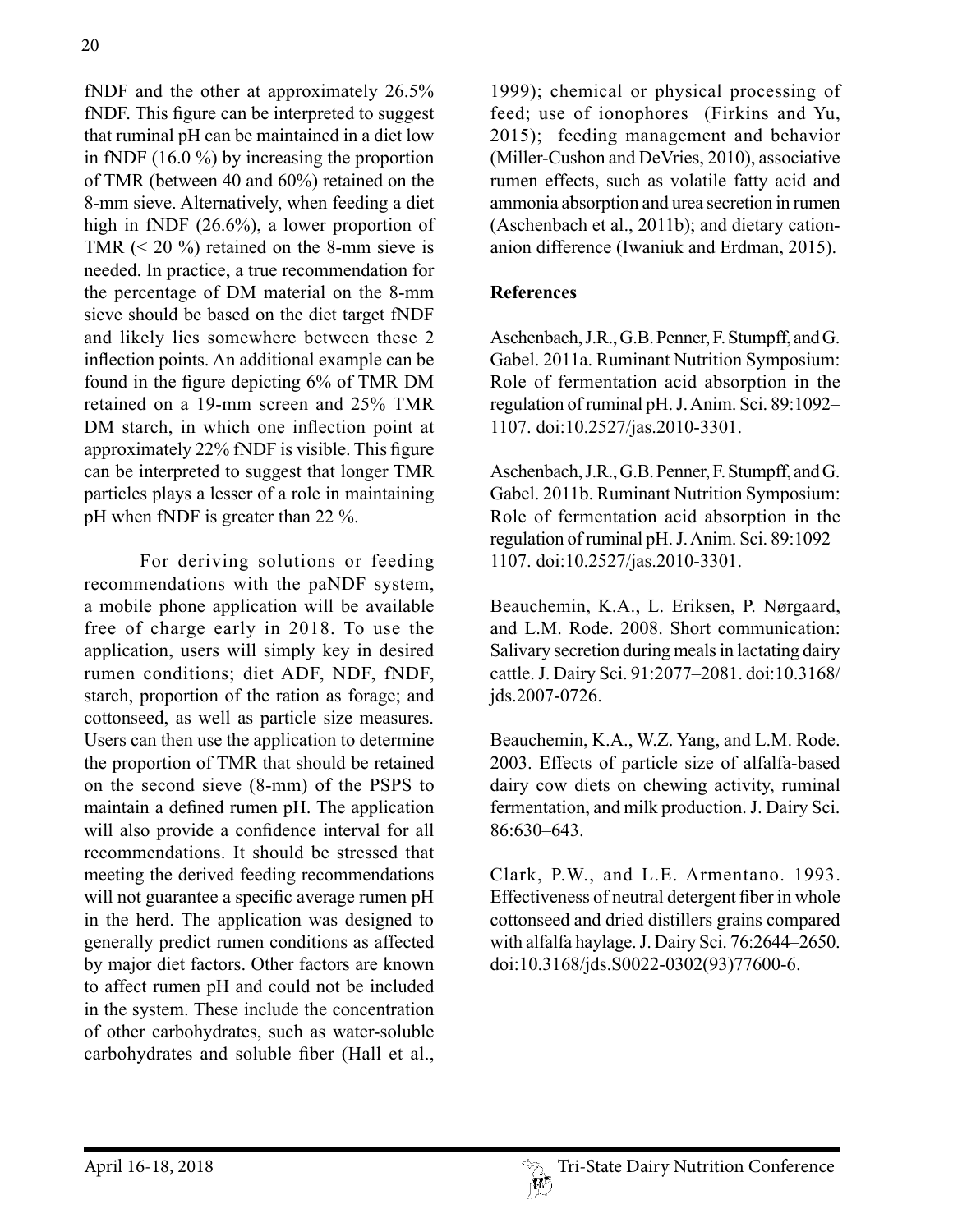fNDF and the other at approximately 26.5% fNDF. This figure can be interpreted to suggest that ruminal pH can be maintained in a diet low in fNDF (16.0 %) by increasing the proportion of TMR (between 40 and 60%) retained on the 8-mm sieve. Alternatively, when feeding a diet high in fNDF (26.6%), a lower proportion of TMR (< 20 %) retained on the 8-mm sieve is needed. In practice, a true recommendation for the percentage of DM material on the 8-mm sieve should be based on the diet target fNDF and likely lies somewhere between these 2 inflection points. An additional example can be found in the figure depicting 6% of TMR DM retained on a 19-mm screen and 25% TMR DM starch, in which one inflection point at approximately 22% fNDF is visible. This figure can be interpreted to suggest that longer TMR particles plays a lesser of a role in maintaining pH when fNDF is greater than 22 %.

For deriving solutions or feeding recommendations with the paNDF system, a mobile phone application will be available free of charge early in 2018. To use the application, users will simply key in desired rumen conditions; diet ADF, NDF, fNDF, starch, proportion of the ration as forage; and cottonseed, as well as particle size measures. Users can then use the application to determine the proportion of TMR that should be retained on the second sieve (8-mm) of the PSPS to maintain a defined rumen pH. The application will also provide a confidence interval for all recommendations. It should be stressed that meeting the derived feeding recommendations will not guarantee a specific average rumen pH in the herd. The application was designed to generally predict rumen conditions as affected by major diet factors. Other factors are known to affect rumen pH and could not be included in the system. These include the concentration of other carbohydrates, such as water-soluble carbohydrates and soluble fiber (Hall et al., 1999); chemical or physical processing of feed; use of ionophores (Firkins and Yu, 2015); feeding management and behavior (Miller-Cushon and DeVries, 2010), associative rumen effects, such as volatile fatty acid and ammonia absorption and urea secretion in rumen (Aschenbach et al., 2011b); and dietary cation-anion difference (Iwaniuk and Erdman, 2015).

## References

Aschenbach, J.R., G.B. Penner, F. Stumpff, and G. Gabel. 2011a. Ruminant Nutrition Symposium: Role of fermentation acid absorption in the regulation of ruminal pH. J. Anim. Sci. 89:1092–1107. doi:10.2527/jas.2010-3301.

Aschenbach, J.R., G.B. Penner, F. Stumpff, and G. Gabel. 2011b. Ruminant Nutrition Symposium: Role of fermentation acid absorption in the regulation of ruminal pH. J. Anim. Sci. 89:1092–1107. doi:10.2527/jas.2010-3301.

Beauchemin, K.A., L. Eriksen, P. Nørgaard, and L.M. Rode. 2008. Short communication: Salivary secretion during meals in lactating dairy cattle. J. Dairy Sci. 91:2077–2081. doi:10.3168/jds.2007-0726.

Beauchemin, K.A., W.Z. Yang, and L.M. Rode. 2003. Effects of particle size of alfalfa-based dairy cow diets on chewing activity, ruminal fermentation, and milk production. J. Dairy Sci. 86:630–643.

Clark, P.W., and L.E. Armentano. 1993. Effectiveness of neutral detergent fiber in whole cottonseed and dried distillers grains compared with alfalfa haylage. J. Dairy Sci. 76:2644–2650. doi:10.3168/jds.S0022-0302(93)77600-6.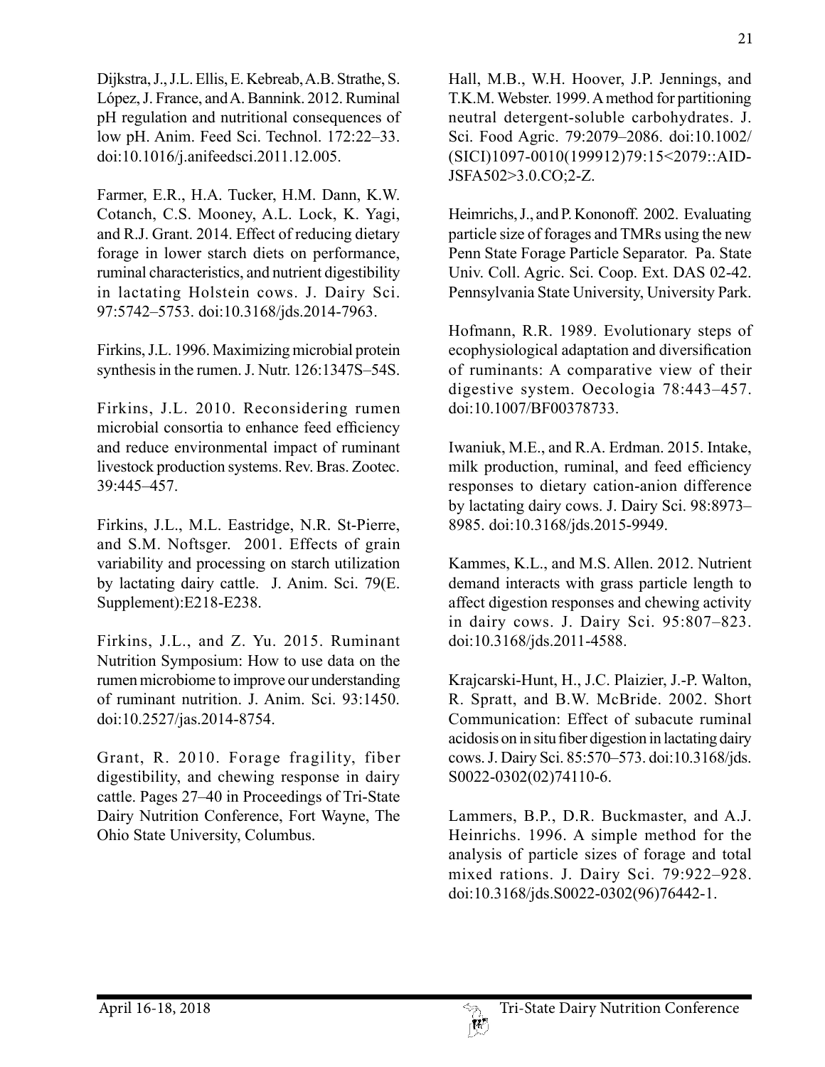Dijkstra, J., J.L. Ellis, E. Kebreab, A.B. Strathe, S. López, J. France, and A. Bannink. 2012. Ruminal pH regulation and nutritional consequences of low pH. Anim. Feed Sci. Technol. 172:22–33. doi:10.1016/j.anifeedsci.2011.12.005.

Farmer, E.R., H.A. Tucker, H.M. Dann, K.W. Cotanch, C.S. Mooney, A.L. Lock, K. Yagi, and R.J. Grant. 2014. Effect of reducing dietary forage in lower starch diets on performance, ruminal characteristics, and nutrient digestibility in lactating Holstein cows. J. Dairy Sci. 97:5742–5753. doi:10.3168/jds.2014-7963.

Firkins, J.L. 1996. Maximizing microbial protein synthesis in the rumen. J. Nutr. 126:1347S–54S.

Firkins, J.L. 2010. Reconsidering rumen microbial consortia to enhance feed efficiency and reduce environmental impact of ruminant livestock production systems. Rev. Bras. Zootec. 39:445–457.

Firkins, J.L., M.L. Eastridge, N.R. St-Pierre, and S.M. Noftsger. 2001. Effects of grain variability and processing on starch utilization by lactating dairy cattle. J. Anim. Sci. 79(E. Supplement):E218-E238.

Firkins, J.L., and Z. Yu. 2015. Ruminant Nutrition Symposium: How to use data on the rumen microbiome to improve our understanding of ruminant nutrition. J. Anim. Sci. 93:1450. doi:10.2527/jas.2014-8754.

Grant, R. 2010. Forage fragility, fiber digestibility, and chewing response in dairy cattle. Pages 27–40 in Proceedings of Tri-State Dairy Nutrition Conference, Fort Wayne, The Ohio State University, Columbus.

Hall, M.B., W.H. Hoover, J.P. Jennings, and T.K.M. Webster. 1999. A method for partitioning neutral detergent-soluble carbohydrates. J. Sci. Food Agric. 79:2079–2086. doi:10.1002/(SICI)1097-0010(199912)79:15<2079::AID-JSFA502>3.0.CO;2-Z.

Heimrichs, J., and P. Kononoff. 2002. Evaluating particle size of forages and TMRs using the new Penn State Forage Particle Separator. Pa. State Univ. Coll. Agric. Sci. Coop. Ext. DAS 02-42. Pennsylvania State University, University Park.

Hofmann, R.R. 1989. Evolutionary steps of ecophysiological adaptation and diversification of ruminants: A comparative view of their digestive system. Oecologia 78:443–457. doi:10.1007/BF00378733.

Iwaniuk, M.E., and R.A. Erdman. 2015. Intake, milk production, ruminal, and feed efficiency responses to dietary cation-anion difference by lactating dairy cows. J. Dairy Sci. 98:8973–8985. doi:10.3168/jds.2015-9949.

Kammes, K.L., and M.S. Allen. 2012. Nutrient demand interacts with grass particle length to affect digestion responses and chewing activity in dairy cows. J. Dairy Sci. 95:807–823. doi:10.3168/jds.2011-4588.

Krajcarski-Hunt, H., J.C. Plaizier, J.-P. Walton, R. Spratt, and B.W. McBride. 2002. Short Communication: Effect of subacute ruminal acidosis on in situ fiber digestion in lactating dairy cows. J. Dairy Sci. 85:570–573. doi:10.3168/jds.S0022-0302(02)74110-6.

Lammers, B.P., D.R. Buckmaster, and A.J. Heinrichs. 1996. A simple method for the analysis of particle sizes of forage and total mixed rations. J. Dairy Sci. 79:922–928. doi:10.3168/jds.S0022-0302(96)76442-1.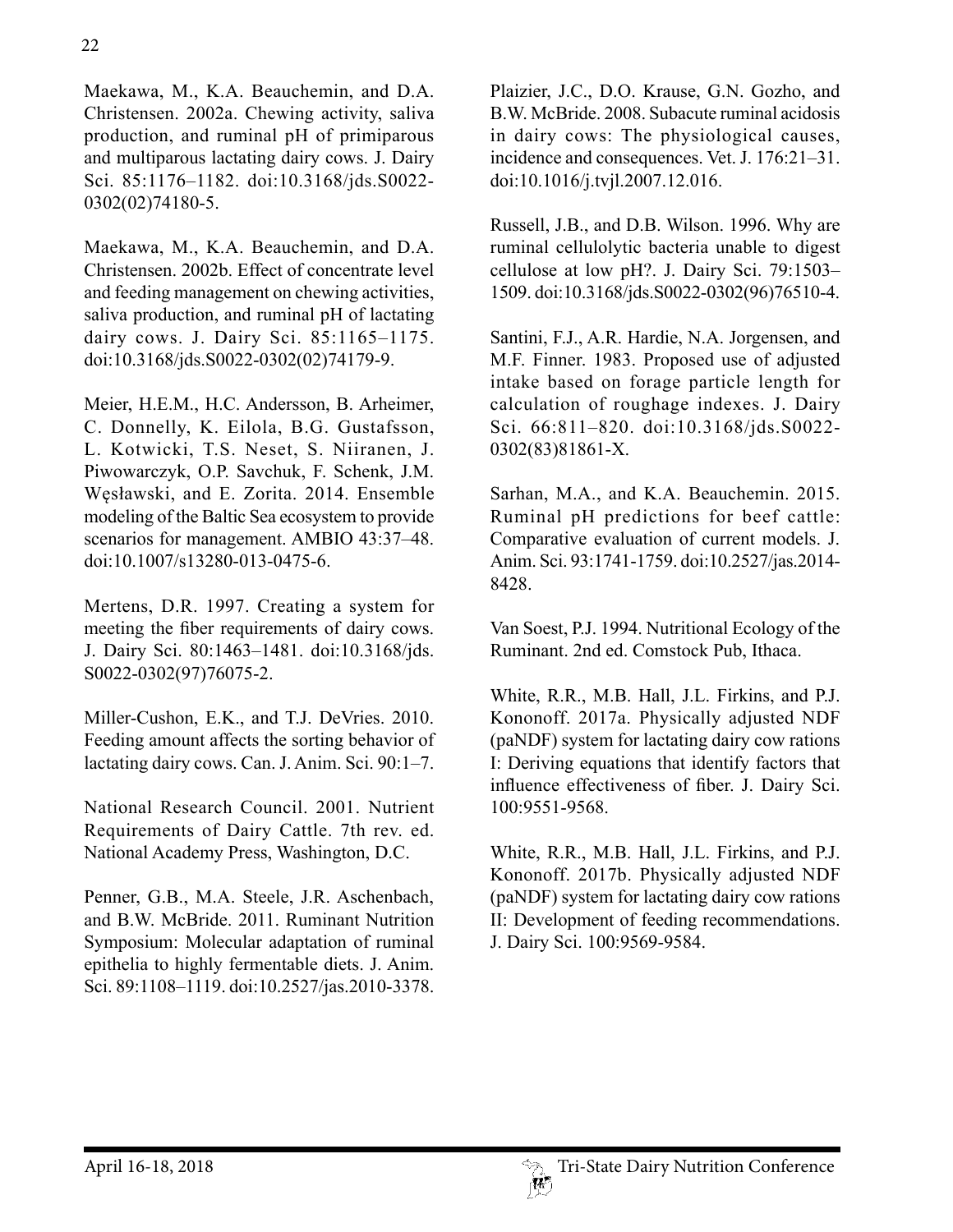Maekawa, M., K.A. Beauchemin, and D.A. Christensen. 2002a. Chewing activity, saliva production, and ruminal pH of primiparous and multiparous lactating dairy cows. J. Dairy Sci. 85:1176–1182. doi:10.3168/jds.S0022-0302(02)74180-5.

Maekawa, M., K.A. Beauchemin, and D.A. Christensen. 2002b. Effect of concentrate level and feeding management on chewing activities, saliva production, and ruminal pH of lactating dairy cows. J. Dairy Sci. 85:1165–1175. doi:10.3168/jds.S0022-0302(02)74179-9.

Meier, H.E.M., H.C. Andersson, B. Arheimer, C. Donnelly, K. Eilola, B.G. Gustafsson, L. Kotwicki, T.S. Neset, S. Niiranen, J. Piwowarczyk, O.P. Savchuk, F. Schenk, J.M. Węsławski, and E. Zorita. 2014. Ensemble modeling of the Baltic Sea ecosystem to provide scenarios for management. AMBIO 43:37–48. doi:10.1007/s13280-013-0475-6.

Mertens, D.R. 1997. Creating a system for meeting the fiber requirements of dairy cows. J. Dairy Sci. 80:1463–1481. doi:10.3168/jds.S0022-0302(97)76075-2.

Miller-Cushon, E.K., and T.J. DeVries. 2010. Feeding amount affects the sorting behavior of lactating dairy cows. Can. J. Anim. Sci. 90:1–7.

National Research Council. 2001. Nutrient Requirements of Dairy Cattle. 7th rev. ed. National Academy Press, Washington, D.C.

Penner, G.B., M.A. Steele, J.R. Aschenbach, and B.W. McBride. 2011. Ruminant Nutrition Symposium: Molecular adaptation of ruminal epithelia to highly fermentable diets. J. Anim. Sci. 89:1108–1119. doi:10.2527/jas.2010-3378.

Plaizier, J.C., D.O. Krause, G.N. Gozho, and B.W. McBride. 2008. Subacute ruminal acidosis in dairy cows: The physiological causes, incidence and consequences. Vet. J. 176:21–31. doi:10.1016/j.tvjl.2007.12.016.

Russell, J.B., and D.B. Wilson. 1996. Why are ruminal cellulolytic bacteria unable to digest cellulose at low pH?. J. Dairy Sci. 79:1503–1509. doi:10.3168/jds.S0022-0302(96)76510-4.

Santini, F.J., A.R. Hardie, N.A. Jorgensen, and M.F. Finner. 1983. Proposed use of adjusted intake based on forage particle length for calculation of roughage indexes. J. Dairy Sci. 66:811–820. doi:10.3168/jds.S0022-0302(83)81861-X.

Sarhan, M.A., and K.A. Beauchemin. 2015. Ruminal pH predictions for beef cattle: Comparative evaluation of current models. J. Anim. Sci. 93:1741-1759. doi:10.2527/jas.2014-8428.

Van Soest, P.J. 1994. Nutritional Ecology of the Ruminant. 2nd ed. Comstock Pub, Ithaca.

White, R.R., M.B. Hall, J.L. Firkins, and P.J. Kononoff. 2017a. Physically adjusted NDF (paNDF) system for lactating dairy cow rations I: Deriving equations that identify factors that influence effectiveness of fiber. J. Dairy Sci. 100:9551-9568.

White, R.R., M.B. Hall, J.L. Firkins, and P.J. Kononoff. 2017b. Physically adjusted NDF (paNDF) system for lactating dairy cow rations II: Development of feeding recommendations. J. Dairy Sci. 100:9569-9584.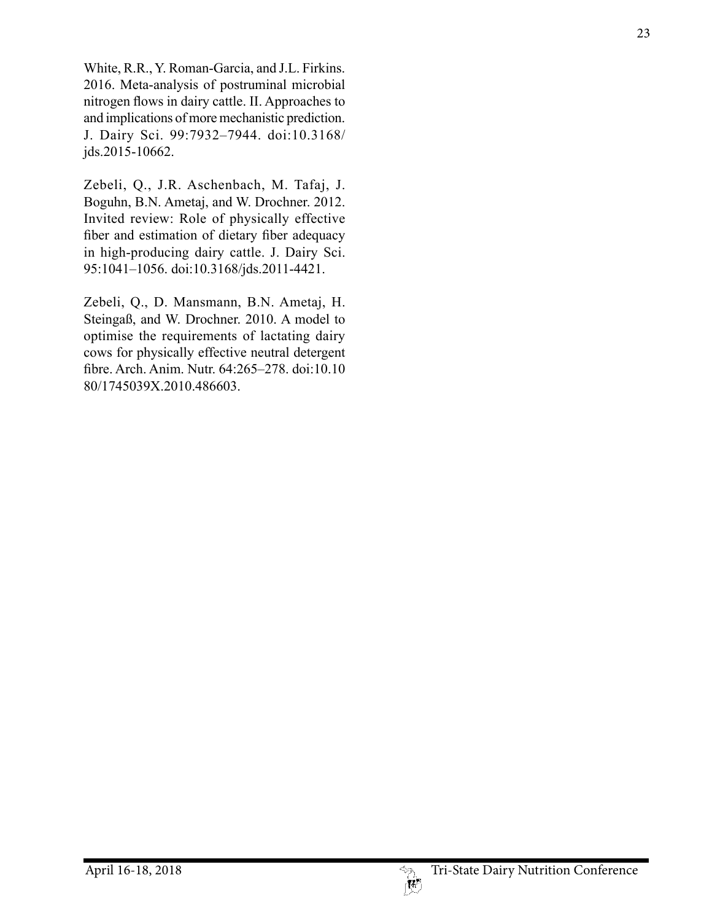White, R.R., Y. Roman-Garcia, and J.L. Firkins. 2016. Meta-analysis of postruminal microbial nitrogen flows in dairy cattle. II. Approaches to and implications of more mechanistic prediction. J. Dairy Sci. 99:7932–7944. doi:10.3168/jds.2015-10662.

Zebeli, Q., J.R. Aschenbach, M. Tafaj, J. Boguhn, B.N. Ametaj, and W. Drochner. 2012. Invited review: Role of physically effective fiber and estimation of dietary fiber adequacy in high-producing dairy cattle. J. Dairy Sci. 95:1041–1056. doi:10.3168/jds.2011-4421.

Zebeli, Q., D. Mansmann, B.N. Ametaj, H. Steingaß, and W. Drochner. 2010. A model to optimise the requirements of lactating dairy cows for physically effective neutral detergent fibre. Arch. Anim. Nutr. 64:265–278. doi:10.1080/1745039X.2010.486603.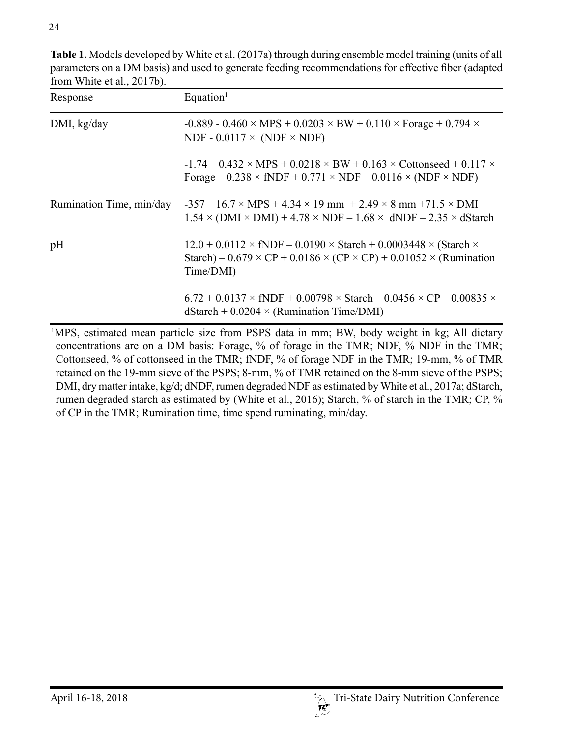**Table 1.** Models developed by White et al. (2017a) through during ensemble model training (units of all parameters on a DM basis) and used to generate feeding recommendations for effective fiber (adapted from White et al., 2017b).

| Response | Equation[1] |
|---|---|
| DMI, kg/day | $-0.889 - 0.460 \times \text{MPS} + 0.0203 \times \text{BW} + 0.110 \times \text{Forage} + 0.794 \times \text{NDF} - 0.0117 \times (\text{NDF} \times \text{NDF})$ |
| | $-1.74 - 0.432 \times \text{MPS} + 0.0218 \times \text{BW} + 0.163 \times \text{Cottonseed} + 0.117 \times \text{Forage} - 0.238 \times \text{fNDF} + 0.771 \times \text{NDF} - 0.0116 \times (\text{NDF} \times \text{NDF})$ |
| Rumination Time, min/day | $-357 - 16.7 \times \text{MPS} + 4.34 \times 19\text{ mm} + 2.49 \times 8\text{ mm} + 71.5 \times \text{DMI} - 1.54 \times (\text{DMI} \times \text{DMI}) + 4.78 \times \text{NDF} - 1.68 \times \text{dNDF} - 2.35 \times \text{dStarch}$ |
| pH | $12.0 + 0.0112 \times \text{fNDF} - 0.0190 \times \text{Starch} + 0.0003448 \times (\text{Starch} \times \text{Starch}) - 0.679 \times \text{CP} + 0.0186 \times (\text{CP} \times \text{CP}) + 0.01052 \times (\text{Rumination Time/DMI})$ |
| | $6.72 + 0.0137 \times \text{fNDF} + 0.00798 \times \text{Starch} - 0.0456 \times \text{CP} - 0.00835 \times \text{dStarch} + 0.0204 \times (\text{Rumination Time/DMI})$ |

[1]MPS, estimated mean particle size from PSPS data in mm; BW, body weight in kg; All dietary concentrations are on a DM basis: Forage, % of forage in the TMR; NDF, % NDF in the TMR; Cottonseed, % of cottonseed in the TMR; fNDF, % of forage NDF in the TMR; 19-mm, % of TMR retained on the 19-mm sieve of the PSPS; 8-mm, % of TMR retained on the 8-mm sieve of the PSPS; DMI, dry matter intake, kg/d; dNDF, rumen degraded NDF as estimated by White et al., 2017a; dStarch, rumen degraded starch as estimated by (White et al., 2016); Starch, % of starch in the TMR; CP, % of CP in the TMR; Rumination time, time spend ruminating, min/day.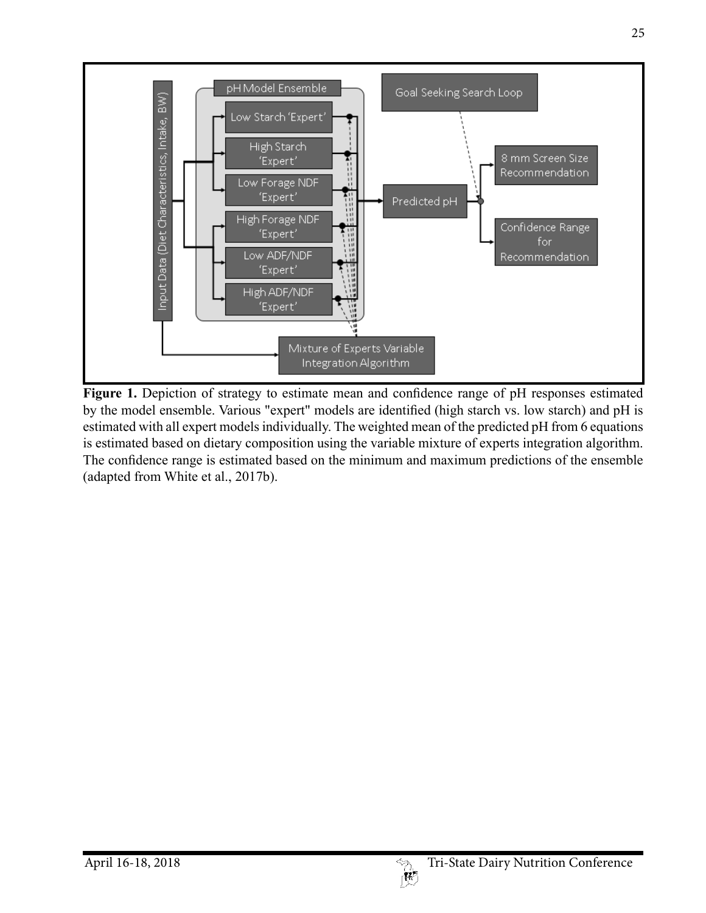**Figure 1.** Depiction of strategy to estimate mean and confidence range of pH responses estimated by the model ensemble. Various "expert" models are identified (high starch vs. low starch) and pH is estimated with all expert models individually. The weighted mean of the predicted pH from 6 equations is estimated based on dietary composition using the variable mixture of experts integration algorithm. The confidence range is estimated based on the minimum and maximum predictions of the ensemble (adapted from White et al., 2017b).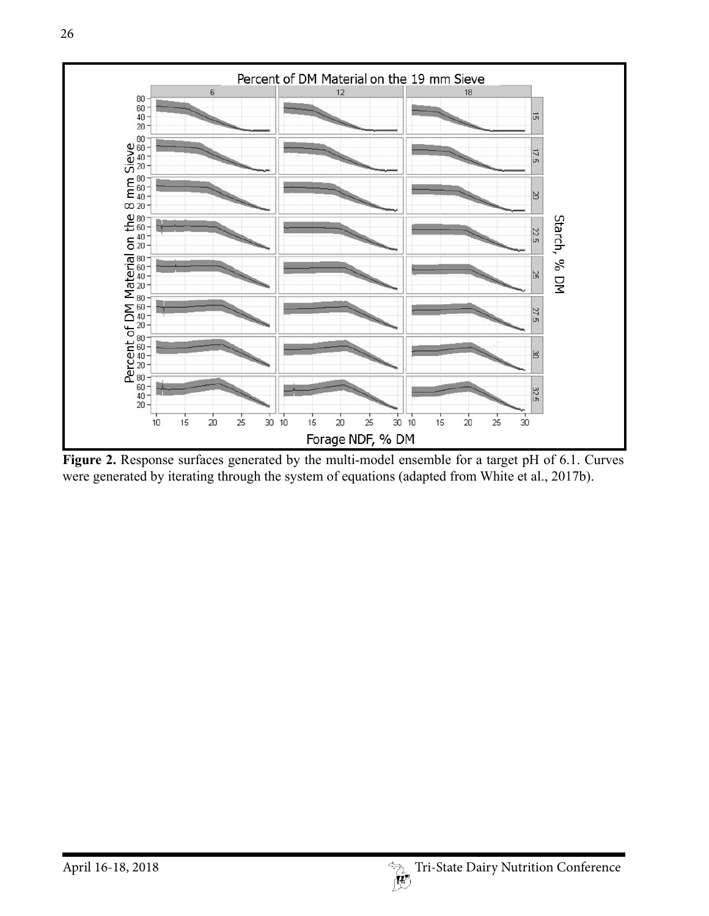Percent of DM Material on the 19 mm Sieve

6

12

18

Percent of DM Material on the 8 mm Sieve

80
60
40
20

Starch, % DM

15

17.5

20

22.5

25

27.5

30

32.5

10 15 20 25 30

Forage NDF, % DM

**Figure 2.** Response surfaces generated by the multi-model ensemble for a target pH of 6.1. Curves were generated by iterating through the system of equations (adapted from White et al., 2017b).